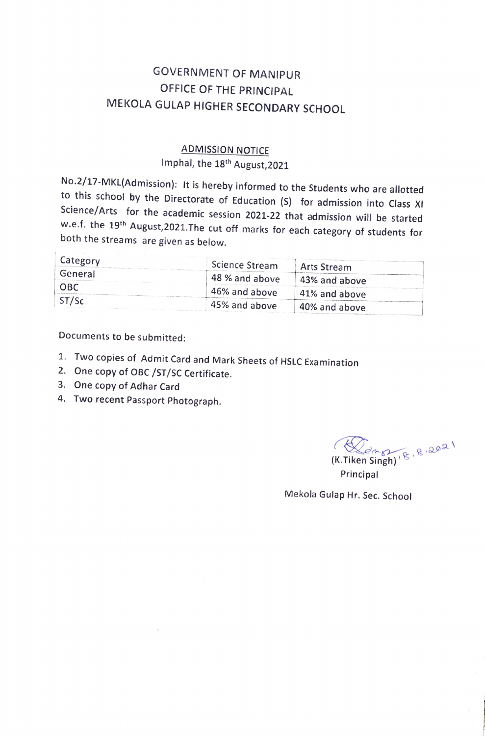# GOVERNMENT OF MANIPUR
## OFFICE OF THE PRINCIPAL
## MEKOLA GULAP HIGHER SECONDARY SCHOOL

**ADMISSION NOTICE**

Imphal, the 18th August,2021

No.2/17-MKL(Admission): It is hereby informed to the Students who are allotted to this school by the Directorate of Education (S) for admission into Class XI Science/Arts for the academic session 2021-22 that admission will be started w.e.f. the 19th August,2021.The cut off marks for each category of students for both the streams are given as below.

| Category | Science Stream | Arts Stream |
|---|---|---|
| General | 48 % and above | 43% and above |
| OBC | 46% and above | 41% and above |
| ST/Sc | 45% and above | 40% and above |

Documents to be submitted:

1. Two copies of Admit Card and Mark Sheets of HSLC Examination
2. One copy of OBC /ST/SC Certificate.
3. One copy of Adhar Card
4. Two recent Passport Photograph.

18.8.2021

(K.Tiken Singh)

Principal

Mekola Gulap Hr. Sec. School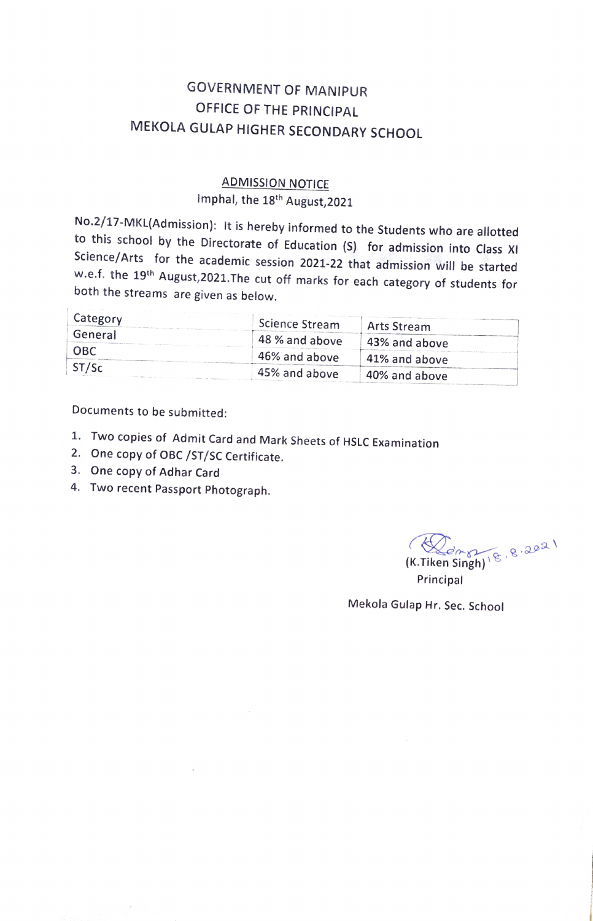GOVERNMENT OF MANIPUR
OFFICE OF THE PRINCIPAL
MEKOLA GULAP HIGHER SECONDARY SCHOOL

## ADMISSION NOTICE

Imphal, the 18th August,2021

No.2/17-MKL(Admission): It is hereby informed to the Students who are allotted to this school by the Directorate of Education (S) for admission into Class XI Science/Arts for the academic session 2021-22 that admission will be started w.e.f. the 19th August,2021.The cut off marks for each category of students for both the streams are given as below.

| Category | Science Stream | Arts Stream |
|---|---|---|
| General | 48 % and above | 43% and above |
| OBC | 46% and above | 41% and above |
| ST/Sc | 45% and above | 40% and above |

Documents to be submitted:

1. Two copies of Admit Card and Mark Sheets of HSLC Examination
2. One copy of OBC /ST/SC Certificate.
3. One copy of Adhar Card
4. Two recent Passport Photograph.

18.8.2021
(K.Tiken Singh)
Principal

Mekola Gulap Hr. Sec. School